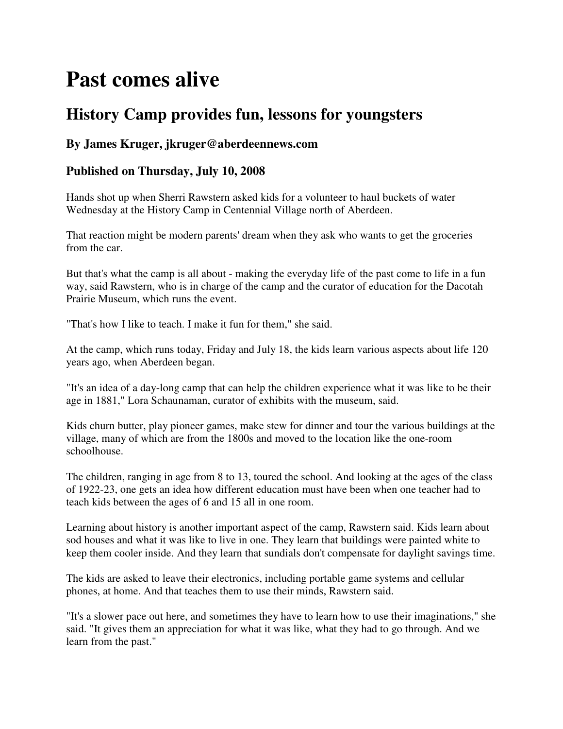# Past comes alive

## History Camp provides fun, lessons for youngsters

### By James Kruger, jkruger@aberdeennews.com

### Published on Thursday, July 10, 2008

Hands shot up when Sherri Rawstern asked kids for a volunteer to haul buckets of water Wednesday at the History Camp in Centennial Village north of Aberdeen.

That reaction might be modern parents' dream when they ask who wants to get the groceries from the car.

But that's what the camp is all about - making the everyday life of the past come to life in a fun way, said Rawstern, who is in charge of the camp and the curator of education for the Dacotah Prairie Museum, which runs the event.

"That's how I like to teach. I make it fun for them," she said.

At the camp, which runs today, Friday and July 18, the kids learn various aspects about life 120 years ago, when Aberdeen began.

"It's an idea of a day-long camp that can help the children experience what it was like to be their age in 1881," Lora Schaunaman, curator of exhibits with the museum, said.

Kids churn butter, play pioneer games, make stew for dinner and tour the various buildings at the village, many of which are from the 1800s and moved to the location like the one-room schoolhouse.

The children, ranging in age from 8 to 13, toured the school. And looking at the ages of the class of 1922-23, one gets an idea how different education must have been when one teacher had to teach kids between the ages of 6 and 15 all in one room.

Learning about history is another important aspect of the camp, Rawstern said. Kids learn about sod houses and what it was like to live in one. They learn that buildings were painted white to keep them cooler inside. And they learn that sundials don't compensate for daylight savings time.

The kids are asked to leave their electronics, including portable game systems and cellular phones, at home. And that teaches them to use their minds, Rawstern said.

"It's a slower pace out here, and sometimes they have to learn how to use their imaginations," she said. "It gives them an appreciation for what it was like, what they had to go through. And we learn from the past."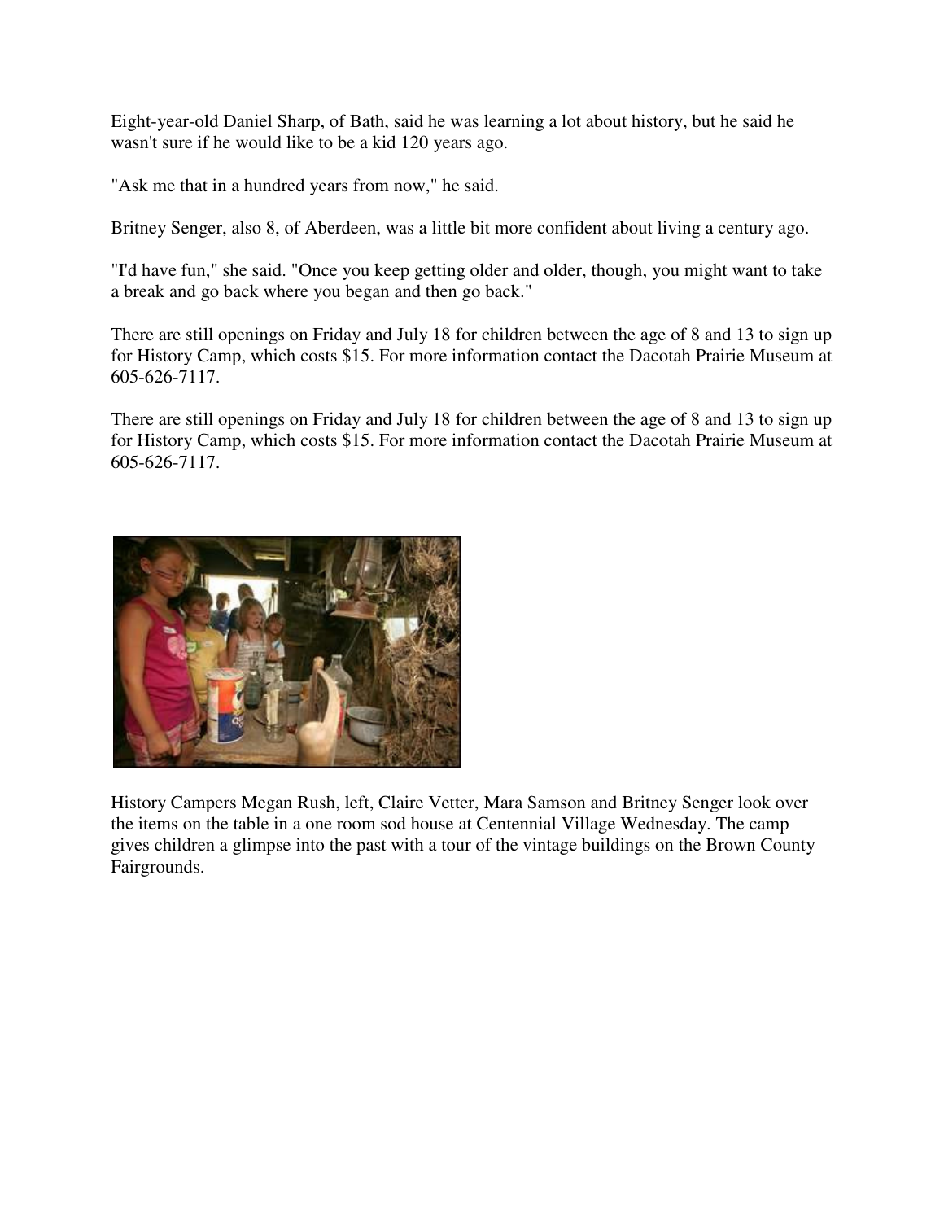Eight-year-old Daniel Sharp, of Bath, said he was learning a lot about history, but he said he wasn't sure if he would like to be a kid 120 years ago.

"Ask me that in a hundred years from now," he said.

Britney Senger, also 8, of Aberdeen, was a little bit more confident about living a century ago.

"I'd have fun," she said. "Once you keep getting older and older, though, you might want to take a break and go back where you began and then go back."

There are still openings on Friday and July 18 for children between the age of 8 and 13 to sign up for History Camp, which costs $15. For more information contact the Dacotah Prairie Museum at 605-626-7117.

There are still openings on Friday and July 18 for children between the age of 8 and 13 to sign up for History Camp, which costs $15. For more information contact the Dacotah Prairie Museum at 605-626-7117.

History Campers Megan Rush, left, Claire Vetter, Mara Samson and Britney Senger look over the items on the table in a one room sod house at Centennial Village Wednesday. The camp gives children a glimpse into the past with a tour of the vintage buildings on the Brown County Fairgrounds.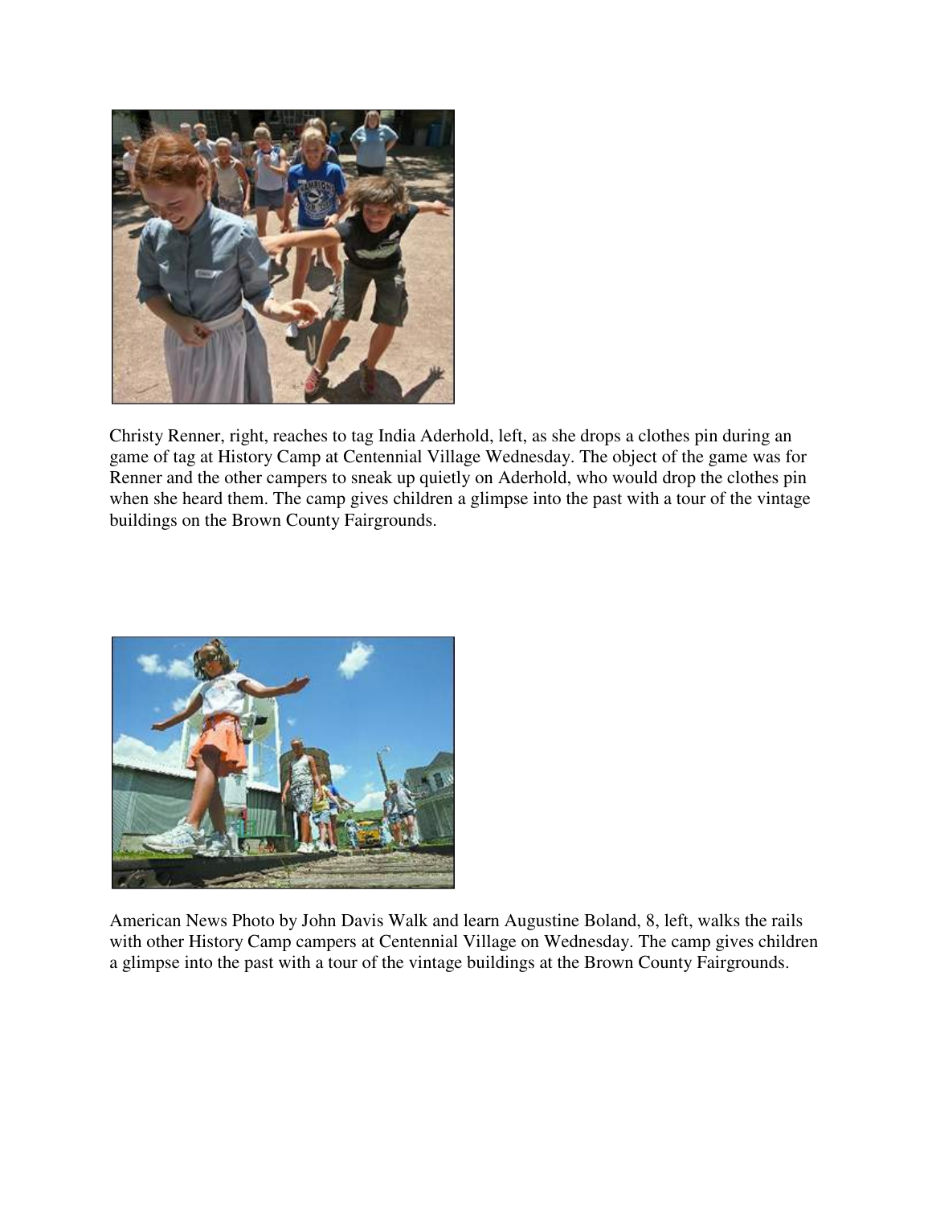Christy Renner, right, reaches to tag India Aderhold, left, as she drops a clothes pin during an game of tag at History Camp at Centennial Village Wednesday. The object of the game was for Renner and the other campers to sneak up quietly on Aderhold, who would drop the clothes pin when she heard them. The camp gives children a glimpse into the past with a tour of the vintage buildings on the Brown County Fairgrounds.

American News Photo by John Davis Walk and learn Augustine Boland, 8, left, walks the rails with other History Camp campers at Centennial Village on Wednesday. The camp gives children a glimpse into the past with a tour of the vintage buildings at the Brown County Fairgrounds.